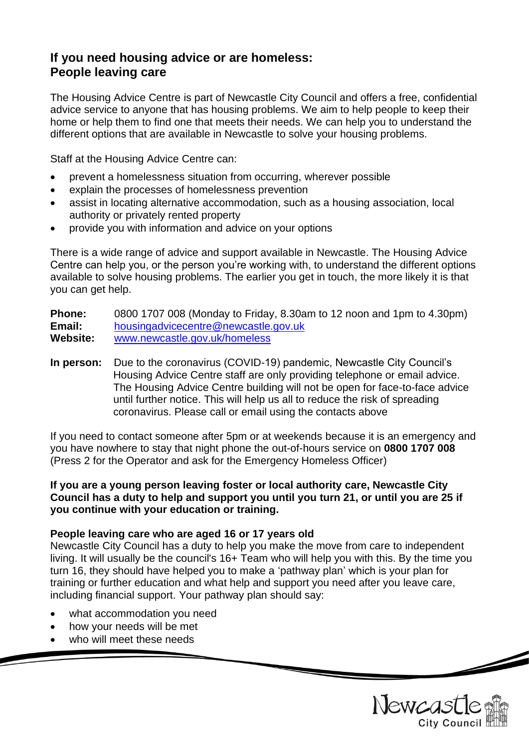# If you need housing advice or are homeless: People leaving care

The Housing Advice Centre is part of Newcastle City Council and offers a free, confidential advice service to anyone that has housing problems. We aim to help people to keep their home or help them to find one that meets their needs. We can help you to understand the different options that are available in Newcastle to solve your housing problems.

Staff at the Housing Advice Centre can:

- prevent a homelessness situation from occurring, wherever possible
- explain the processes of homelessness prevention
- assist in locating alternative accommodation, such as a housing association, local authority or privately rented property
- provide you with information and advice on your options

There is a wide range of advice and support available in Newcastle. The Housing Advice Centre can help you, or the person you're working with, to understand the different options available to solve housing problems. The earlier you get in touch, the more likely it is that you can get help.

**Phone:** 0800 1707 008 (Monday to Friday, 8.30am to 12 noon and 1pm to 4.30pm)
**Email:** housingadvicecentre@newcastle.gov.uk
**Website:** www.newcastle.gov.uk/homeless

**In person:** Due to the coronavirus (COVID-19) pandemic, Newcastle City Council's Housing Advice Centre staff are only providing telephone or email advice. The Housing Advice Centre building will not be open for face-to-face advice until further notice. This will help us all to reduce the risk of spreading coronavirus. Please call or email using the contacts above

If you need to contact someone after 5pm or at weekends because it is an emergency and you have nowhere to stay that night phone the out-of-hours service on **0800 1707 008** (Press 2 for the Operator and ask for the Emergency Homeless Officer)

**If you are a young person leaving foster or local authority care, Newcastle City Council has a duty to help and support you until you turn 21, or until you are 25 if you continue with your education or training.**

**People leaving care who are aged 16 or 17 years old**

Newcastle City Council has a duty to help you make the move from care to independent living. It will usually be the council's 16+ Team who will help you with this. By the time you turn 16, they should have helped you to make a 'pathway plan' which is your plan for training or further education and what help and support you need after you leave care, including financial support. Your pathway plan should say:

- what accommodation you need
- how your needs will be met
- who will meet these needs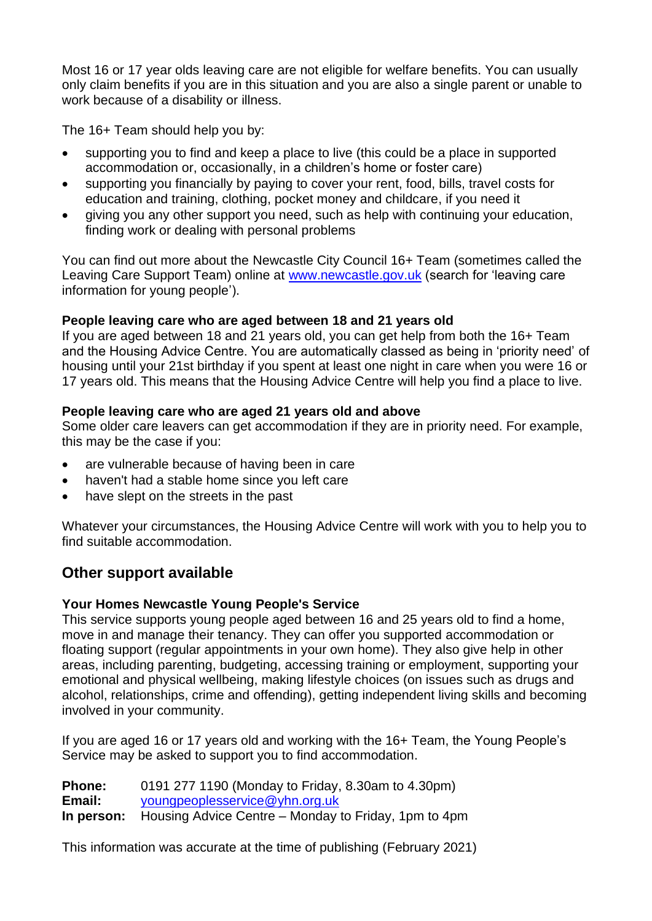Most 16 or 17 year olds leaving care are not eligible for welfare benefits. You can usually only claim benefits if you are in this situation and you are also a single parent or unable to work because of a disability or illness.

The 16+ Team should help you by:

- supporting you to find and keep a place to live (this could be a place in supported accommodation or, occasionally, in a children's home or foster care)
- supporting you financially by paying to cover your rent, food, bills, travel costs for education and training, clothing, pocket money and childcare, if you need it
- giving you any other support you need, such as help with continuing your education, finding work or dealing with personal problems

You can find out more about the Newcastle City Council 16+ Team (sometimes called the Leaving Care Support Team) online at [www.newcastle.gov.uk](http://www.newcastle.gov.uk) (search for 'leaving care information for young people').

**People leaving care who are aged between 18 and 21 years old**

If you are aged between 18 and 21 years old, you can get help from both the 16+ Team and the Housing Advice Centre. You are automatically classed as being in 'priority need' of housing until your 21st birthday if you spent at least one night in care when you were 16 or 17 years old. This means that the Housing Advice Centre will help you find a place to live.

**People leaving care who are aged 21 years old and above**

Some older care leavers can get accommodation if they are in priority need. For example, this may be the case if you:

- are vulnerable because of having been in care
- haven't had a stable home since you left care
- have slept on the streets in the past

Whatever your circumstances, the Housing Advice Centre will work with you to help you to find suitable accommodation.

## Other support available

**Your Homes Newcastle Young People's Service**

This service supports young people aged between 16 and 25 years old to find a home, move in and manage their tenancy. They can offer you supported accommodation or floating support (regular appointments in your own home). They also give help in other areas, including parenting, budgeting, accessing training or employment, supporting your emotional and physical wellbeing, making lifestyle choices (on issues such as drugs and alcohol, relationships, crime and offending), getting independent living skills and becoming involved in your community.

If you are aged 16 or 17 years old and working with the 16+ Team, the Young People's Service may be asked to support you to find accommodation.

**Phone:** 0191 277 1190 (Monday to Friday, 8.30am to 4.30pm)
**Email:** [youngpeoplesservice@yhn.org.uk](mailto:youngpeoplesservice@yhn.org.uk)
**In person:** Housing Advice Centre – Monday to Friday, 1pm to 4pm

This information was accurate at the time of publishing (February 2021)